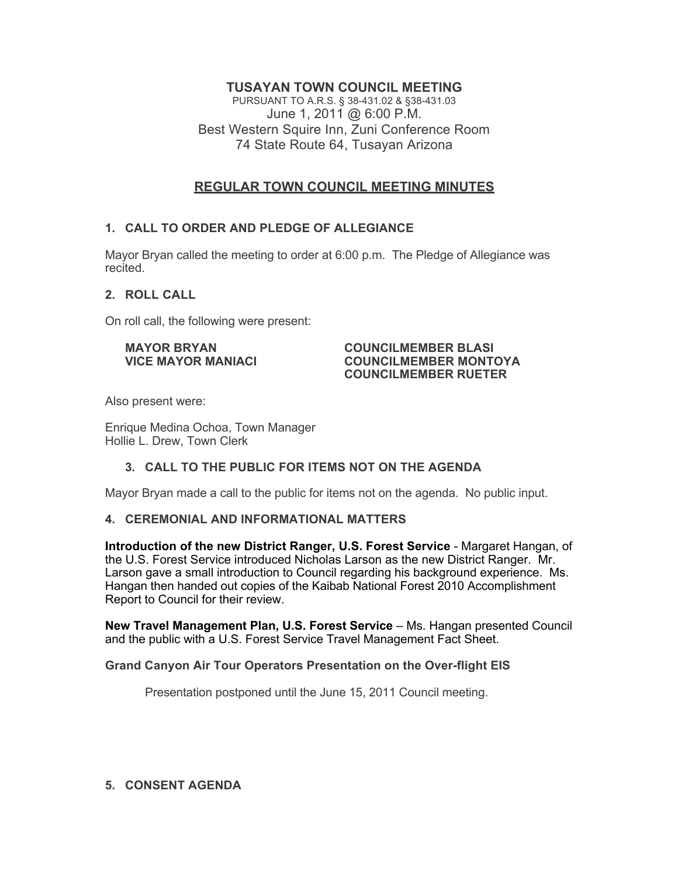# TUSAYAN TOWN COUNCIL MEETING

PURSUANT TO A.R.S. § 38-431.02 & §38-431.03
June 1, 2011 @ 6:00 P.M.
Best Western Squire Inn, Zuni Conference Room
74 State Route 64, Tusayan Arizona

## REGULAR TOWN COUNCIL MEETING MINUTES

### 1. CALL TO ORDER AND PLEDGE OF ALLEGIANCE

Mayor Bryan called the meeting to order at 6:00 p.m. The Pledge of Allegiance was recited.

### 2. ROLL CALL

On roll call, the following were present:

**MAYOR BRYAN**
**VICE MAYOR MANIACI**
**COUNCILMEMBER BLASI**
**COUNCILMEMBER MONTOYA**
**COUNCILMEMBER RUETER**

Also present were:

Enrique Medina Ochoa, Town Manager
Hollie L. Drew, Town Clerk

### 3. CALL TO THE PUBLIC FOR ITEMS NOT ON THE AGENDA

Mayor Bryan made a call to the public for items not on the agenda. No public input.

### 4. CEREMONIAL AND INFORMATIONAL MATTERS

**Introduction of the new District Ranger, U.S. Forest Service** - Margaret Hangan, of the U.S. Forest Service introduced Nicholas Larson as the new District Ranger. Mr. Larson gave a small introduction to Council regarding his background experience. Ms. Hangan then handed out copies of the Kaibab National Forest 2010 Accomplishment Report to Council for their review.

**New Travel Management Plan, U.S. Forest Service** – Ms. Hangan presented Council and the public with a U.S. Forest Service Travel Management Fact Sheet.

**Grand Canyon Air Tour Operators Presentation on the Over-flight EIS**

Presentation postponed until the June 15, 2011 Council meeting.

### 5. CONSENT AGENDA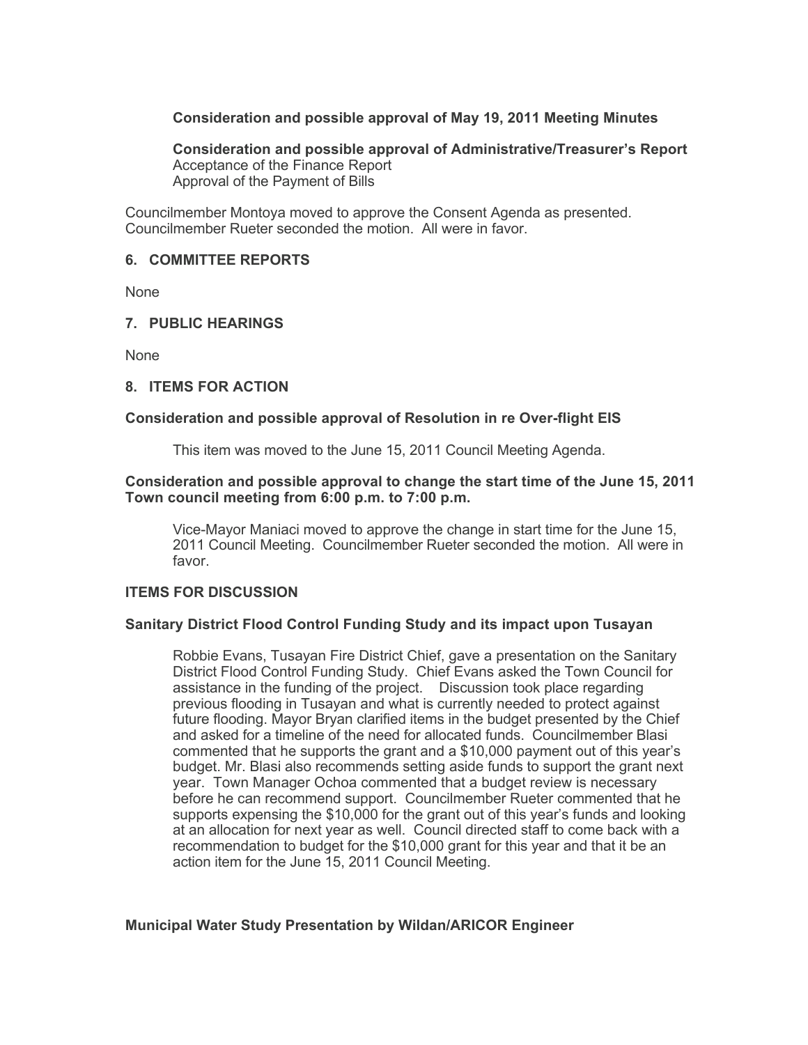**Consideration and possible approval of May 19, 2011 Meeting Minutes**

**Consideration and possible approval of Administrative/Treasurer's Report**
Acceptance of the Finance Report
Approval of the Payment of Bills

Councilmember Montoya moved to approve the Consent Agenda as presented. Councilmember Rueter seconded the motion. All were in favor.

## 6. COMMITTEE REPORTS

None

## 7. PUBLIC HEARINGS

None

## 8. ITEMS FOR ACTION

### Consideration and possible approval of Resolution in re Over-flight EIS

This item was moved to the June 15, 2011 Council Meeting Agenda.

### Consideration and possible approval to change the start time of the June 15, 2011 Town council meeting from 6:00 p.m. to 7:00 p.m.

Vice-Mayor Maniaci moved to approve the change in start time for the June 15, 2011 Council Meeting. Councilmember Rueter seconded the motion. All were in favor.

## ITEMS FOR DISCUSSION

### Sanitary District Flood Control Funding Study and its impact upon Tusayan

Robbie Evans, Tusayan Fire District Chief, gave a presentation on the Sanitary District Flood Control Funding Study. Chief Evans asked the Town Council for assistance in the funding of the project. Discussion took place regarding previous flooding in Tusayan and what is currently needed to protect against future flooding. Mayor Bryan clarified items in the budget presented by the Chief and asked for a timeline of the need for allocated funds. Councilmember Blasi commented that he supports the grant and a $10,000 payment out of this year's budget. Mr. Blasi also recommends setting aside funds to support the grant next year. Town Manager Ochoa commented that a budget review is necessary before he can recommend support. Councilmember Rueter commented that he supports expensing the $10,000 for the grant out of this year's funds and looking at an allocation for next year as well. Council directed staff to come back with a recommendation to budget for the $10,000 grant for this year and that it be an action item for the June 15, 2011 Council Meeting.

### Municipal Water Study Presentation by Wildan/ARICOR Engineer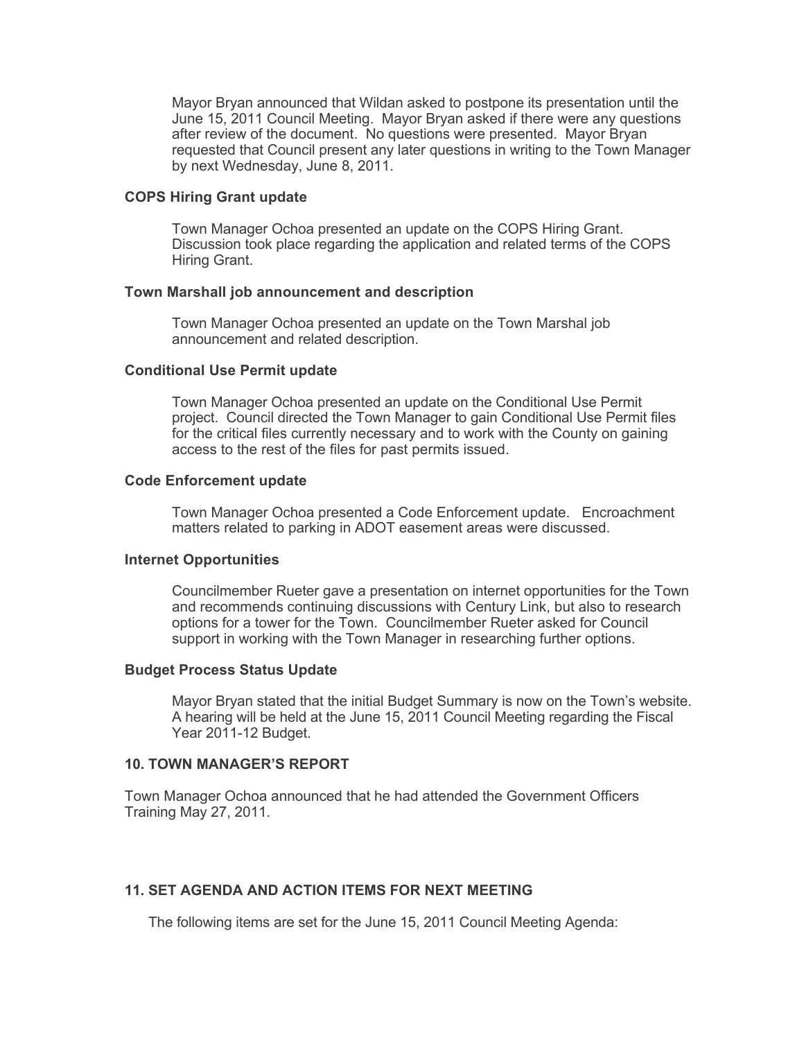Mayor Bryan announced that Wildan asked to postpone its presentation until the June 15, 2011 Council Meeting. Mayor Bryan asked if there were any questions after review of the document. No questions were presented. Mayor Bryan requested that Council present any later questions in writing to the Town Manager by next Wednesday, June 8, 2011.

**COPS Hiring Grant update**

Town Manager Ochoa presented an update on the COPS Hiring Grant. Discussion took place regarding the application and related terms of the COPS Hiring Grant.

**Town Marshall job announcement and description**

Town Manager Ochoa presented an update on the Town Marshal job announcement and related description.

**Conditional Use Permit update**

Town Manager Ochoa presented an update on the Conditional Use Permit project. Council directed the Town Manager to gain Conditional Use Permit files for the critical files currently necessary and to work with the County on gaining access to the rest of the files for past permits issued.

**Code Enforcement update**

Town Manager Ochoa presented a Code Enforcement update. Encroachment matters related to parking in ADOT easement areas were discussed.

**Internet Opportunities**

Councilmember Rueter gave a presentation on internet opportunities for the Town and recommends continuing discussions with Century Link, but also to research options for a tower for the Town. Councilmember Rueter asked for Council support in working with the Town Manager in researching further options.

**Budget Process Status Update**

Mayor Bryan stated that the initial Budget Summary is now on the Town's website. A hearing will be held at the June 15, 2011 Council Meeting regarding the Fiscal Year 2011-12 Budget.

**10. TOWN MANAGER'S REPORT**

Town Manager Ochoa announced that he had attended the Government Officers Training May 27, 2011.

**11. SET AGENDA AND ACTION ITEMS FOR NEXT MEETING**

The following items are set for the June 15, 2011 Council Meeting Agenda: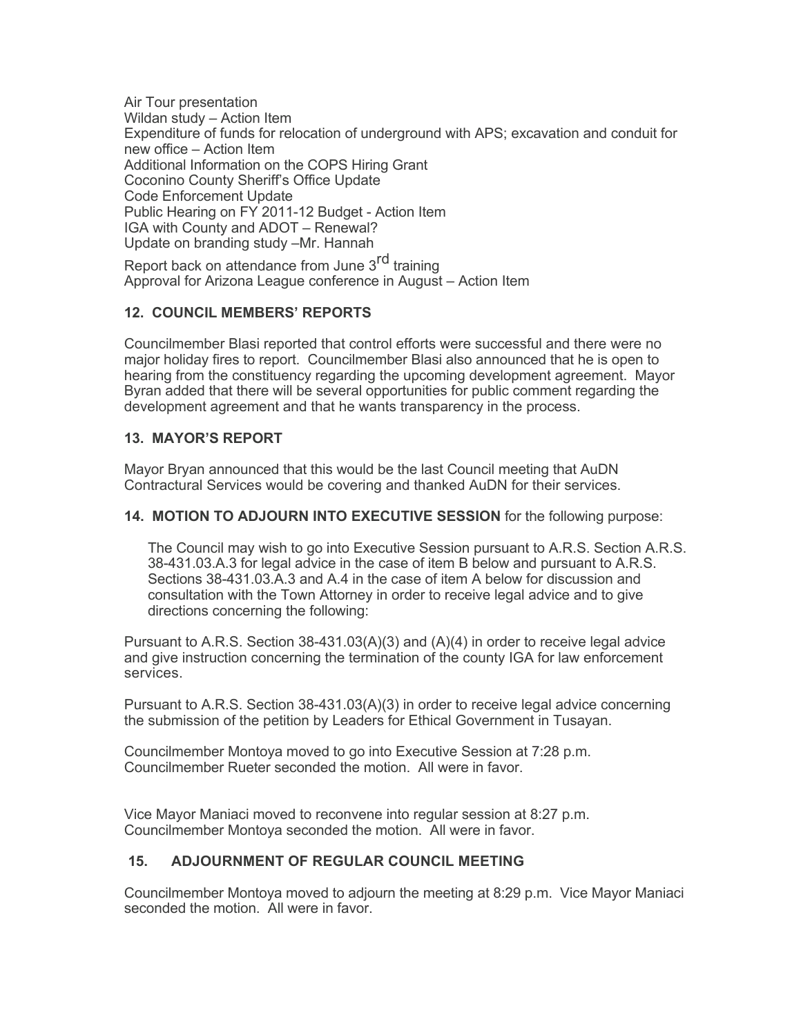Air Tour presentation  
Wildan study – Action Item  
Expenditure of funds for relocation of underground with APS; excavation and conduit for new office – Action Item  
Additional Information on the COPS Hiring Grant  
Coconino County Sheriff's Office Update  
Code Enforcement Update  
Public Hearing on FY 2011-12 Budget - Action Item  
IGA with County and ADOT – Renewal?  
Update on branding study –Mr. Hannah  
Report back on attendance from June 3rd training  
Approval for Arizona League conference in August – Action Item

## 12. COUNCIL MEMBERS' REPORTS

Councilmember Blasi reported that control efforts were successful and there were no major holiday fires to report. Councilmember Blasi also announced that he is open to hearing from the constituency regarding the upcoming development agreement. Mayor Byran added that there will be several opportunities for public comment regarding the development agreement and that he wants transparency in the process.

## 13. MAYOR'S REPORT

Mayor Bryan announced that this would be the last Council meeting that AuDN Contractural Services would be covering and thanked AuDN for their services.

## 14. MOTION TO ADJOURN INTO EXECUTIVE SESSION for the following purpose:

The Council may wish to go into Executive Session pursuant to A.R.S. Section A.R.S. 38-431.03.A.3 for legal advice in the case of item B below and pursuant to A.R.S. Sections 38-431.03.A.3 and A.4 in the case of item A below for discussion and consultation with the Town Attorney in order to receive legal advice and to give directions concerning the following:

Pursuant to A.R.S. Section 38-431.03(A)(3) and (A)(4) in order to receive legal advice and give instruction concerning the termination of the county IGA for law enforcement services.

Pursuant to A.R.S. Section 38-431.03(A)(3) in order to receive legal advice concerning the submission of the petition by Leaders for Ethical Government in Tusayan.

Councilmember Montoya moved to go into Executive Session at 7:28 p.m. Councilmember Rueter seconded the motion. All were in favor.

Vice Mayor Maniaci moved to reconvene into regular session at 8:27 p.m. Councilmember Montoya seconded the motion. All were in favor.

## 15. ADJOURNMENT OF REGULAR COUNCIL MEETING

Councilmember Montoya moved to adjourn the meeting at 8:29 p.m. Vice Mayor Maniaci seconded the motion. All were in favor.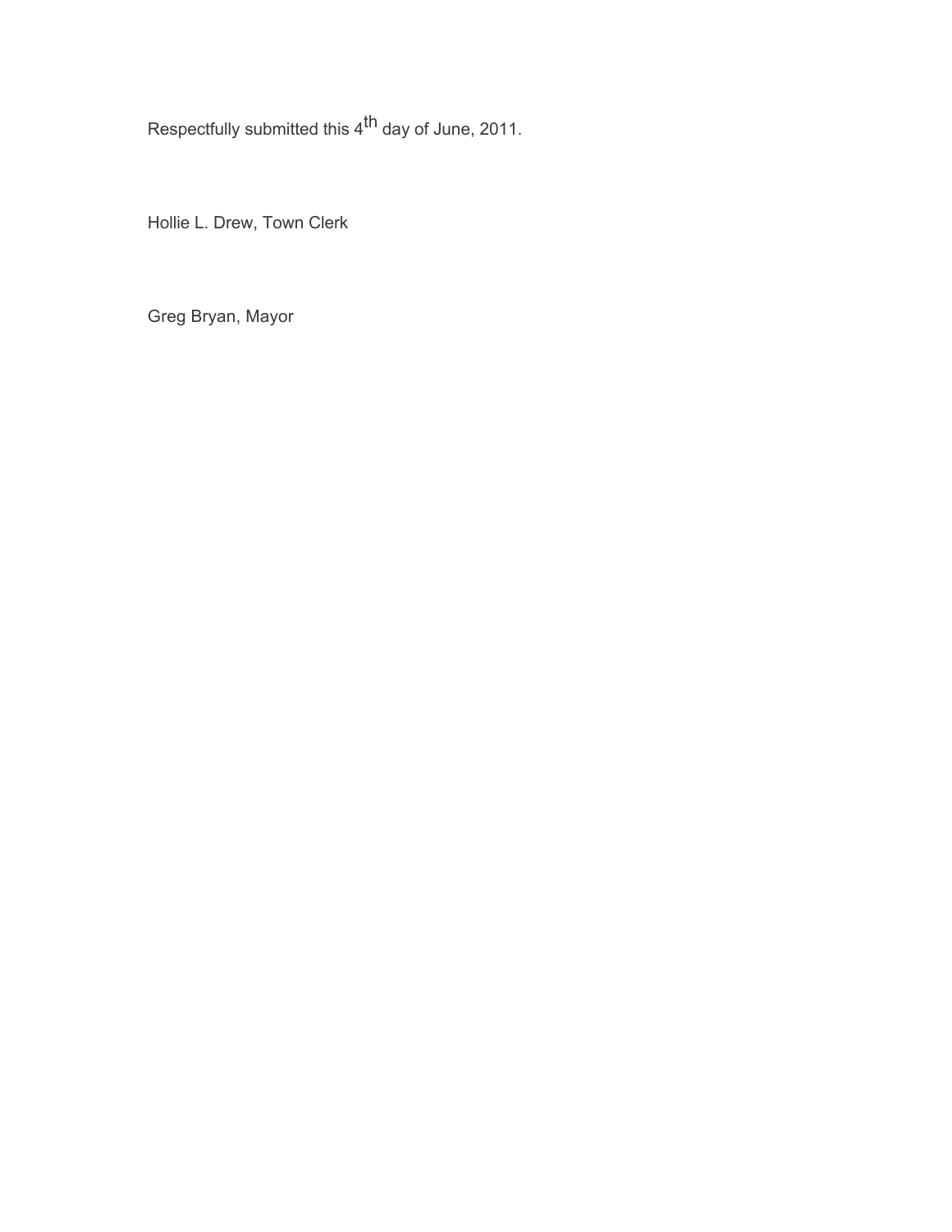Respectfully submitted this 4th day of June, 2011.

Hollie L. Drew, Town Clerk

Greg Bryan, Mayor